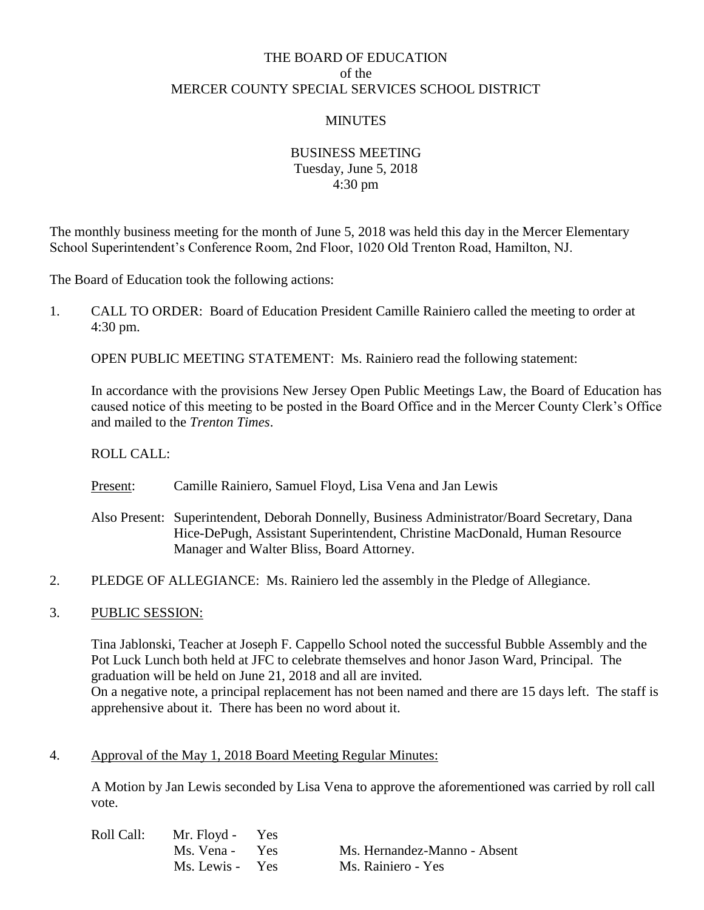# THE BOARD OF EDUCATION
## of the
## MERCER COUNTY SPECIAL SERVICES SCHOOL DISTRICT

### MINUTES

### BUSINESS MEETING
Tuesday, June 5, 2018
4:30 pm

The monthly business meeting for the month of June 5, 2018 was held this day in the Mercer Elementary School Superintendent's Conference Room, 2nd Floor, 1020 Old Trenton Road, Hamilton, NJ.

The Board of Education took the following actions:

1. CALL TO ORDER: Board of Education President Camille Rainiero called the meeting to order at 4:30 pm.

   OPEN PUBLIC MEETING STATEMENT: Ms. Rainiero read the following statement:

   In accordance with the provisions New Jersey Open Public Meetings Law, the Board of Education has caused notice of this meeting to be posted in the Board Office and in the Mercer County Clerk's Office and mailed to the *Trenton Times*.

   ROLL CALL:

   Present: Camille Rainiero, Samuel Floyd, Lisa Vena and Jan Lewis

   Also Present: Superintendent, Deborah Donnelly, Business Administrator/Board Secretary, Dana Hice-DePugh, Assistant Superintendent, Christine MacDonald, Human Resource Manager and Walter Bliss, Board Attorney.

2. PLEDGE OF ALLEGIANCE: Ms. Rainiero led the assembly in the Pledge of Allegiance.

3. PUBLIC SESSION:

   Tina Jablonski, Teacher at Joseph F. Cappello School noted the successful Bubble Assembly and the Pot Luck Lunch both held at JFC to celebrate themselves and honor Jason Ward, Principal. The graduation will be held on June 21, 2018 and all are invited.
   On a negative note, a principal replacement has not been named and there are 15 days left. The staff is apprehensive about it. There has been no word about it.

4. Approval of the May 1, 2018 Board Meeting Regular Minutes:

   A Motion by Jan Lewis seconded by Lisa Vena to approve the aforementioned was carried by roll call vote.

   Roll Call: Mr. Floyd - Yes
   Ms. Vena - Yes
   Ms. Lewis - Yes
   Ms. Hernandez-Manno - Absent
   Ms. Rainiero - Yes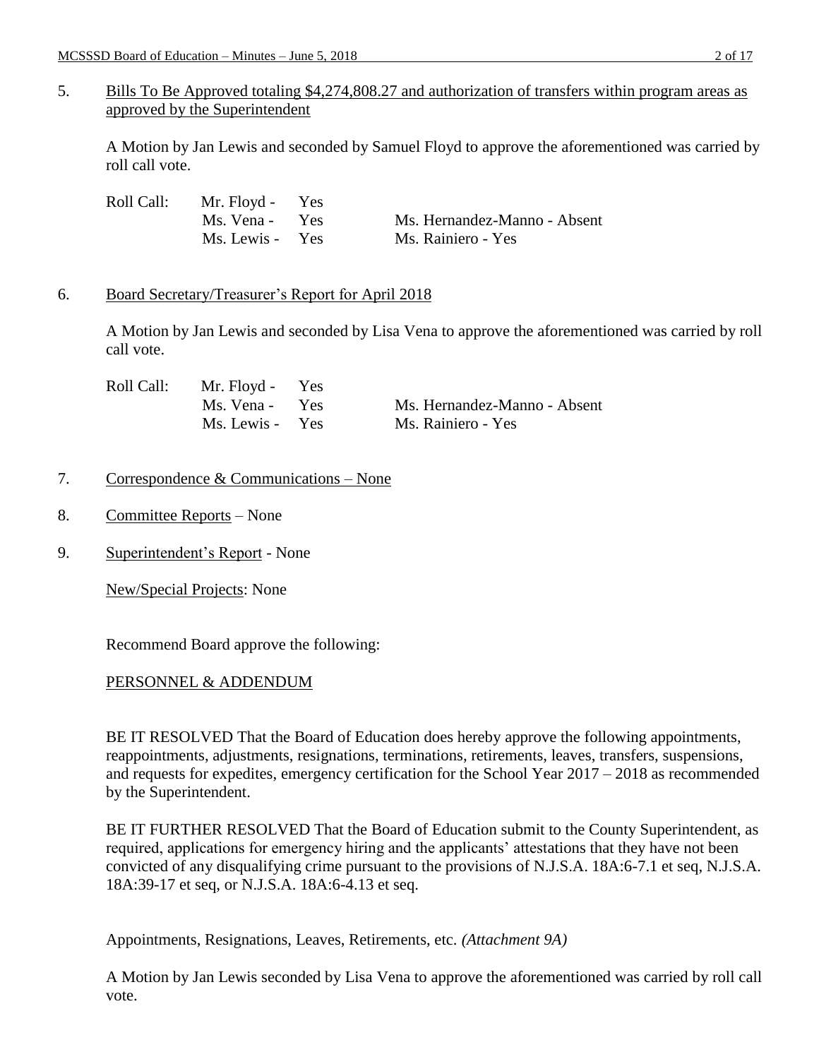5. Bills To Be Approved totaling $4,274,808.27 and authorization of transfers within program areas as approved by the Superintendent

A Motion by Jan Lewis and seconded by Samuel Floyd to approve the aforementioned was carried by roll call vote.

| Roll Call: | | |
|---|---|---|
| | Mr. Floyd - Yes | |
| | Ms. Vena - Yes | Ms. Hernandez-Manno - Absent |
| | Ms. Lewis - Yes | Ms. Rainiero - Yes |

6. Board Secretary/Treasurer's Report for April 2018

A Motion by Jan Lewis and seconded by Lisa Vena to approve the aforementioned was carried by roll call vote.

| Roll Call: | | |
|---|---|---|
| | Mr. Floyd - Yes | |
| | Ms. Vena - Yes | Ms. Hernandez-Manno - Absent |
| | Ms. Lewis - Yes | Ms. Rainiero - Yes |

7. Correspondence & Communications – None

8. Committee Reports – None

9. Superintendent's Report - None

New/Special Projects: None

Recommend Board approve the following:

PERSONNEL & ADDENDUM

BE IT RESOLVED That the Board of Education does hereby approve the following appointments, reappointments, adjustments, resignations, terminations, retirements, leaves, transfers, suspensions, and requests for expedites, emergency certification for the School Year 2017 – 2018 as recommended by the Superintendent.

BE IT FURTHER RESOLVED That the Board of Education submit to the County Superintendent, as required, applications for emergency hiring and the applicants' attestations that they have not been convicted of any disqualifying crime pursuant to the provisions of N.J.S.A. 18A:6-7.1 et seq, N.J.S.A. 18A:39-17 et seq, or N.J.S.A. 18A:6-4.13 et seq.

Appointments, Resignations, Leaves, Retirements, etc. *(Attachment 9A)*

A Motion by Jan Lewis seconded by Lisa Vena to approve the aforementioned was carried by roll call vote.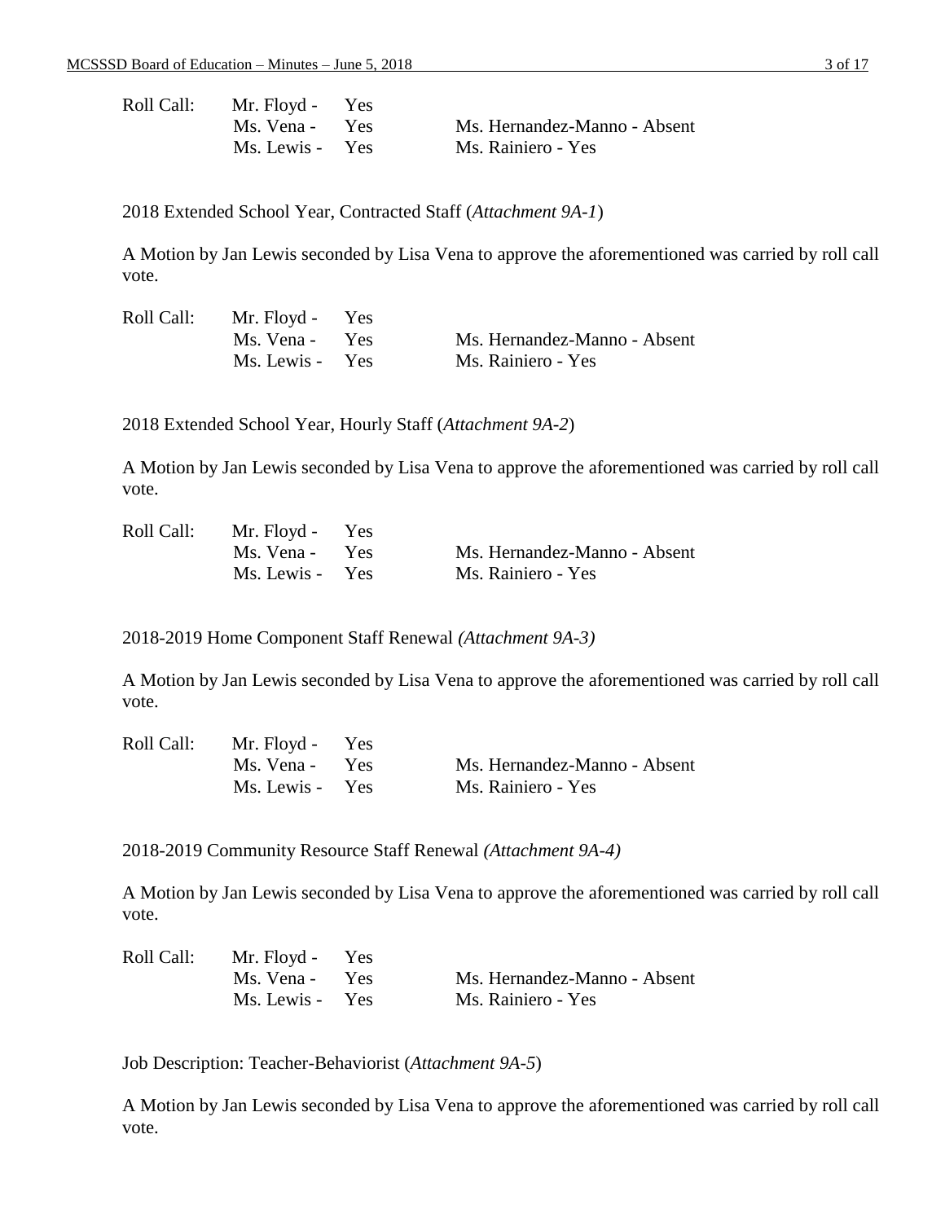| Roll Call: | Mr. Floyd - | Yes | |
|---|---|---|---|
| | Ms. Vena - | Yes | Ms. Hernandez-Manno - Absent |
| | Ms. Lewis - | Yes | Ms. Rainiero - Yes |

2018 Extended School Year, Contracted Staff (*Attachment 9A-1*)

A Motion by Jan Lewis seconded by Lisa Vena to approve the aforementioned was carried by roll call vote.

| Roll Call: | Mr. Floyd - | Yes | |
|---|---|---|---|
| | Ms. Vena - | Yes | Ms. Hernandez-Manno - Absent |
| | Ms. Lewis - | Yes | Ms. Rainiero - Yes |

2018 Extended School Year, Hourly Staff (*Attachment 9A-2*)

A Motion by Jan Lewis seconded by Lisa Vena to approve the aforementioned was carried by roll call vote.

| Roll Call: | Mr. Floyd - | Yes | |
|---|---|---|---|
| | Ms. Vena - | Yes | Ms. Hernandez-Manno - Absent |
| | Ms. Lewis - | Yes | Ms. Rainiero - Yes |

2018-2019 Home Component Staff Renewal *(Attachment 9A-3)*

A Motion by Jan Lewis seconded by Lisa Vena to approve the aforementioned was carried by roll call vote.

| Roll Call: | Mr. Floyd - | Yes | |
|---|---|---|---|
| | Ms. Vena - | Yes | Ms. Hernandez-Manno - Absent |
| | Ms. Lewis - | Yes | Ms. Rainiero - Yes |

2018-2019 Community Resource Staff Renewal *(Attachment 9A-4)*

A Motion by Jan Lewis seconded by Lisa Vena to approve the aforementioned was carried by roll call vote.

| Roll Call: | Mr. Floyd - | Yes | |
|---|---|---|---|
| | Ms. Vena - | Yes | Ms. Hernandez-Manno - Absent |
| | Ms. Lewis - | Yes | Ms. Rainiero - Yes |

Job Description: Teacher-Behaviorist (*Attachment 9A-5*)

A Motion by Jan Lewis seconded by Lisa Vena to approve the aforementioned was carried by roll call vote.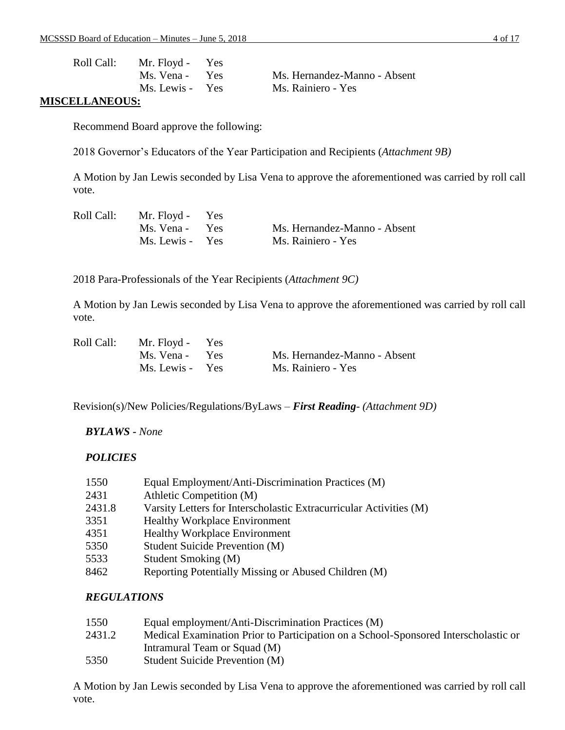| Roll Call: | Mr. Floyd - Yes | |
|---|---|---|
| | Ms. Vena - Yes | Ms. Hernandez-Manno - Absent |
| | Ms. Lewis - Yes | Ms. Rainiero - Yes |

**MISCELLANEOUS:**

Recommend Board approve the following:

2018 Governor's Educators of the Year Participation and Recipients (*Attachment 9B)*

A Motion by Jan Lewis seconded by Lisa Vena to approve the aforementioned was carried by roll call vote.

| Roll Call: | Mr. Floyd - Yes | |
|---|---|---|
| | Ms. Vena - Yes | Ms. Hernandez-Manno - Absent |
| | Ms. Lewis - Yes | Ms. Rainiero - Yes |

2018 Para-Professionals of the Year Recipients (*Attachment 9C)*

A Motion by Jan Lewis seconded by Lisa Vena to approve the aforementioned was carried by roll call vote.

| Roll Call: | Mr. Floyd - Yes | |
|---|---|---|
| | Ms. Vena - Yes | Ms. Hernandez-Manno - Absent |
| | Ms. Lewis - Yes | Ms. Rainiero - Yes |

Revision(s)/New Policies/Regulations/ByLaws – ***First Reading***- *(Attachment 9D)*

***BYLAWS*** *- None*

***POLICIES***

| | |
|---|---|
| 1550 | Equal Employment/Anti-Discrimination Practices (M) |
| 2431 | Athletic Competition (M) |
| 2431.8 | Varsity Letters for Interscholastic Extracurricular Activities (M) |
| 3351 | Healthy Workplace Environment |
| 4351 | Healthy Workplace Environment |
| 5350 | Student Suicide Prevention (M) |
| 5533 | Student Smoking (M) |
| 8462 | Reporting Potentially Missing or Abused Children (M) |

***REGULATIONS***

| | |
|---|---|
| 1550 | Equal employment/Anti-Discrimination Practices (M) |
| 2431.2 | Medical Examination Prior to Participation on a School-Sponsored Interscholastic or Intramural Team or Squad (M) |
| 5350 | Student Suicide Prevention (M) |

A Motion by Jan Lewis seconded by Lisa Vena to approve the aforementioned was carried by roll call vote.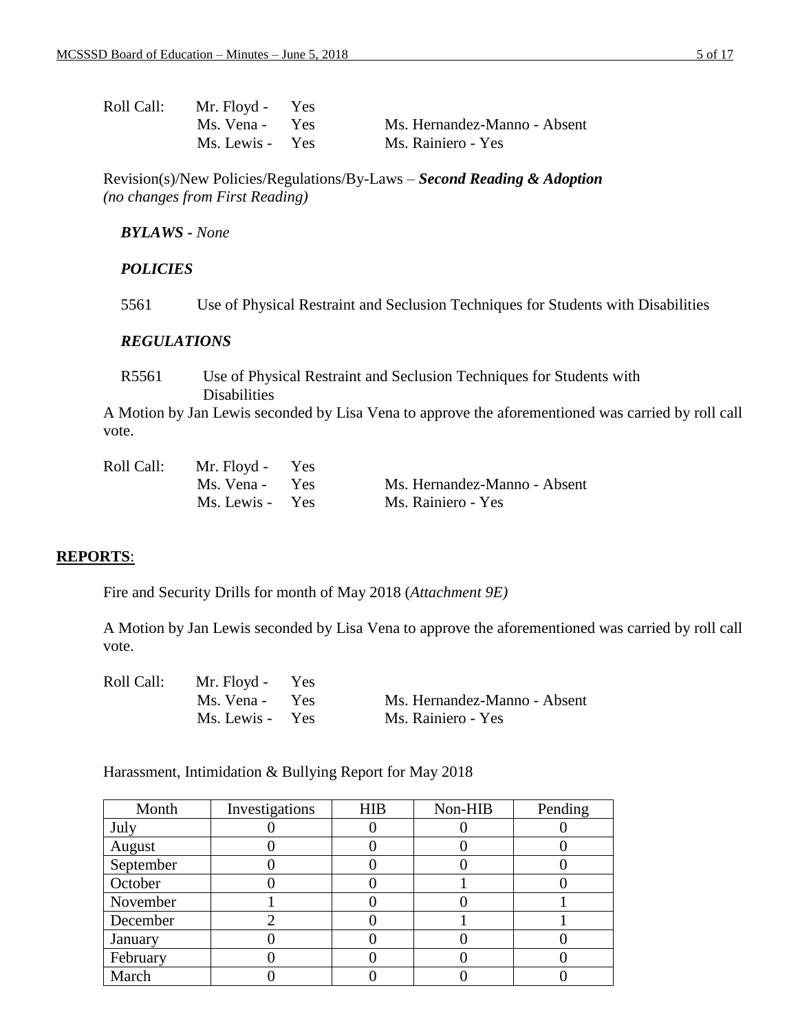Roll Call: Mr. Floyd - Yes
Ms. Vena - Yes
Ms. Lewis - Yes
Ms. Hernandez-Manno - Absent
Ms. Rainiero - Yes

Revision(s)/New Policies/Regulations/By-Laws – ***Second Reading & Adoption***
*(no changes from First Reading)*

***BYLAWS - None***

***POLICIES***

5561 Use of Physical Restraint and Seclusion Techniques for Students with Disabilities

***REGULATIONS***

R5561 Use of Physical Restraint and Seclusion Techniques for Students with Disabilities

A Motion by Jan Lewis seconded by Lisa Vena to approve the aforementioned was carried by roll call vote.

Roll Call: Mr. Floyd - Yes
Ms. Vena - Yes
Ms. Lewis - Yes
Ms. Hernandez-Manno - Absent
Ms. Rainiero - Yes

## REPORTS:

Fire and Security Drills for month of May 2018 (*Attachment 9E)*

A Motion by Jan Lewis seconded by Lisa Vena to approve the aforementioned was carried by roll call vote.

Roll Call: Mr. Floyd - Yes
Ms. Vena - Yes
Ms. Lewis - Yes
Ms. Hernandez-Manno - Absent
Ms. Rainiero - Yes

Harassment, Intimidation & Bullying Report for May 2018

| Month | Investigations | HIB | Non-HIB | Pending |
|---|---|---|---|---|
| July | 0 | 0 | 0 | 0 |
| August | 0 | 0 | 0 | 0 |
| September | 0 | 0 | 0 | 0 |
| October | 0 | 0 | 1 | 0 |
| November | 1 | 0 | 0 | 1 |
| December | 2 | 0 | 1 | 1 |
| January | 0 | 0 | 0 | 0 |
| February | 0 | 0 | 0 | 0 |
| March | 0 | 0 | 0 | 0 |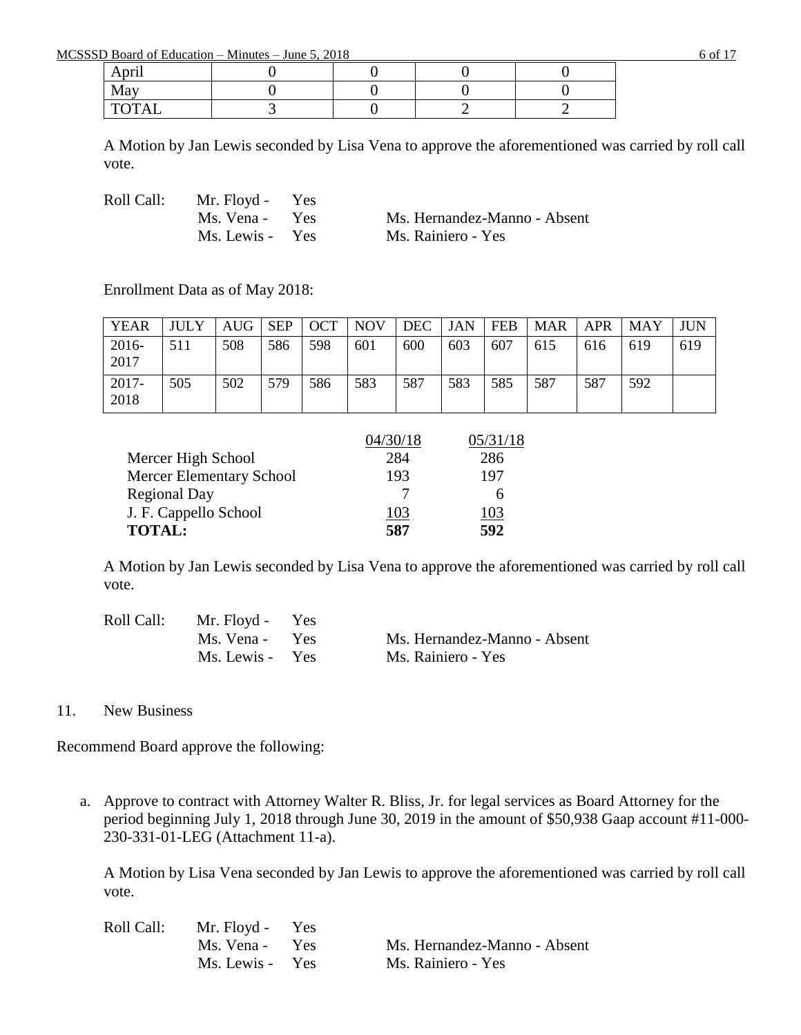| | | | | |
|---|---|---|---|---|
| April | 0 | 0 | 0 | 0 |
| May | 0 | 0 | 0 | 0 |
| TOTAL | 3 | 0 | 2 | 2 |

A Motion by Jan Lewis seconded by Lisa Vena to approve the aforementioned was carried by roll call vote.

Roll Call: Mr. Floyd - Yes
Ms. Vena - Yes    Ms. Hernandez-Manno - Absent
Ms. Lewis - Yes    Ms. Rainiero - Yes

Enrollment Data as of May 2018:

| YEAR | JULY | AUG | SEP | OCT | NOV | DEC | JAN | FEB | MAR | APR | MAY | JUN |
|---|---|---|---|---|---|---|---|---|---|---|---|---|
| 2016-2017 | 511 | 508 | 586 | 598 | 601 | 600 | 603 | 607 | 615 | 616 | 619 | 619 |
| 2017-2018 | 505 | 502 | 579 | 586 | 583 | 587 | 583 | 585 | 587 | 587 | 592 | |

| | 04/30/18 | 05/31/18 |
|---|---|---|
| Mercer High School | 284 | 286 |
| Mercer Elementary School | 193 | 197 |
| Regional Day | 7 | 6 |
| J. F. Cappello School | 103 | 103 |
| **TOTAL:** | **587** | **592** |

A Motion by Jan Lewis seconded by Lisa Vena to approve the aforementioned was carried by roll call vote.

Roll Call: Mr. Floyd - Yes
Ms. Vena - Yes    Ms. Hernandez-Manno - Absent
Ms. Lewis - Yes    Ms. Rainiero - Yes

11. New Business

Recommend Board approve the following:

a. Approve to contract with Attorney Walter R. Bliss, Jr. for legal services as Board Attorney for the period beginning July 1, 2018 through June 30, 2019 in the amount of $50,938 Gaap account #11-000-230-331-01-LEG (Attachment 11-a).

   A Motion by Lisa Vena seconded by Jan Lewis to approve the aforementioned was carried by roll call vote.

   Roll Call: Mr. Floyd - Yes
   Ms. Vena - Yes    Ms. Hernandez-Manno - Absent
   Ms. Lewis - Yes    Ms. Rainiero - Yes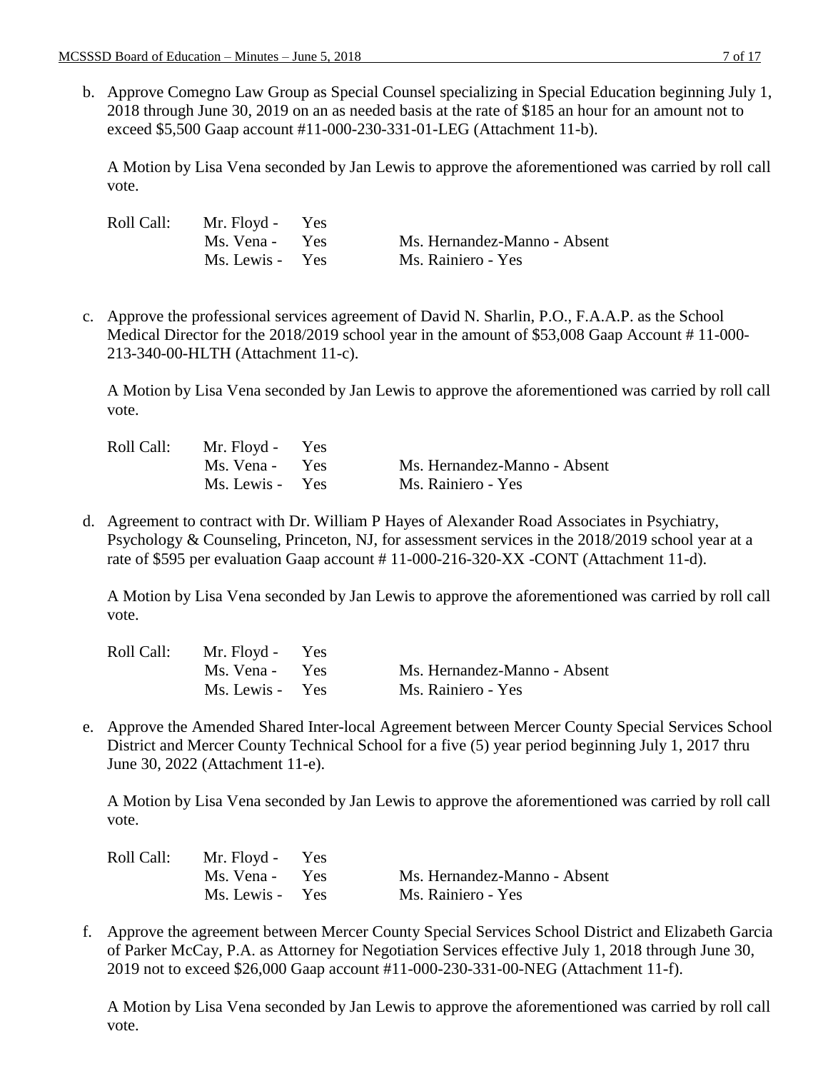b. Approve Comegno Law Group as Special Counsel specializing in Special Education beginning July 1, 2018 through June 30, 2019 on an as needed basis at the rate of $185 an hour for an amount not to exceed $5,500 Gaap account #11-000-230-331-01-LEG (Attachment 11-b).

   A Motion by Lisa Vena seconded by Jan Lewis to approve the aforementioned was carried by roll call vote.

| Roll Call: | Mr. Floyd - | Yes | |
|---|---|---|---|
| | Ms. Vena - | Yes | Ms. Hernandez-Manno - Absent |
| | Ms. Lewis - | Yes | Ms. Rainiero - Yes |

c. Approve the professional services agreement of David N. Sharlin, P.O., F.A.A.P. as the School Medical Director for the 2018/2019 school year in the amount of $53,008 Gaap Account # 11-000-213-340-00-HLTH (Attachment 11-c).

   A Motion by Lisa Vena seconded by Jan Lewis to approve the aforementioned was carried by roll call vote.

| Roll Call: | Mr. Floyd - | Yes | |
|---|---|---|---|
| | Ms. Vena - | Yes | Ms. Hernandez-Manno - Absent |
| | Ms. Lewis - | Yes | Ms. Rainiero - Yes |

d. Agreement to contract with Dr. William P Hayes of Alexander Road Associates in Psychiatry, Psychology & Counseling, Princeton, NJ, for assessment services in the 2018/2019 school year at a rate of $595 per evaluation Gaap account # 11-000-216-320-XX -CONT (Attachment 11-d).

   A Motion by Lisa Vena seconded by Jan Lewis to approve the aforementioned was carried by roll call vote.

| Roll Call: | Mr. Floyd - | Yes | |
|---|---|---|---|
| | Ms. Vena - | Yes | Ms. Hernandez-Manno - Absent |
| | Ms. Lewis - | Yes | Ms. Rainiero - Yes |

e. Approve the Amended Shared Inter-local Agreement between Mercer County Special Services School District and Mercer County Technical School for a five (5) year period beginning July 1, 2017 thru June 30, 2022 (Attachment 11-e).

   A Motion by Lisa Vena seconded by Jan Lewis to approve the aforementioned was carried by roll call vote.

| Roll Call: | Mr. Floyd - | Yes | |
|---|---|---|---|
| | Ms. Vena - | Yes | Ms. Hernandez-Manno - Absent |
| | Ms. Lewis - | Yes | Ms. Rainiero - Yes |

f. Approve the agreement between Mercer County Special Services School District and Elizabeth Garcia of Parker McCay, P.A. as Attorney for Negotiation Services effective July 1, 2018 through June 30, 2019 not to exceed $26,000 Gaap account #11-000-230-331-00-NEG (Attachment 11-f).

   A Motion by Lisa Vena seconded by Jan Lewis to approve the aforementioned was carried by roll call vote.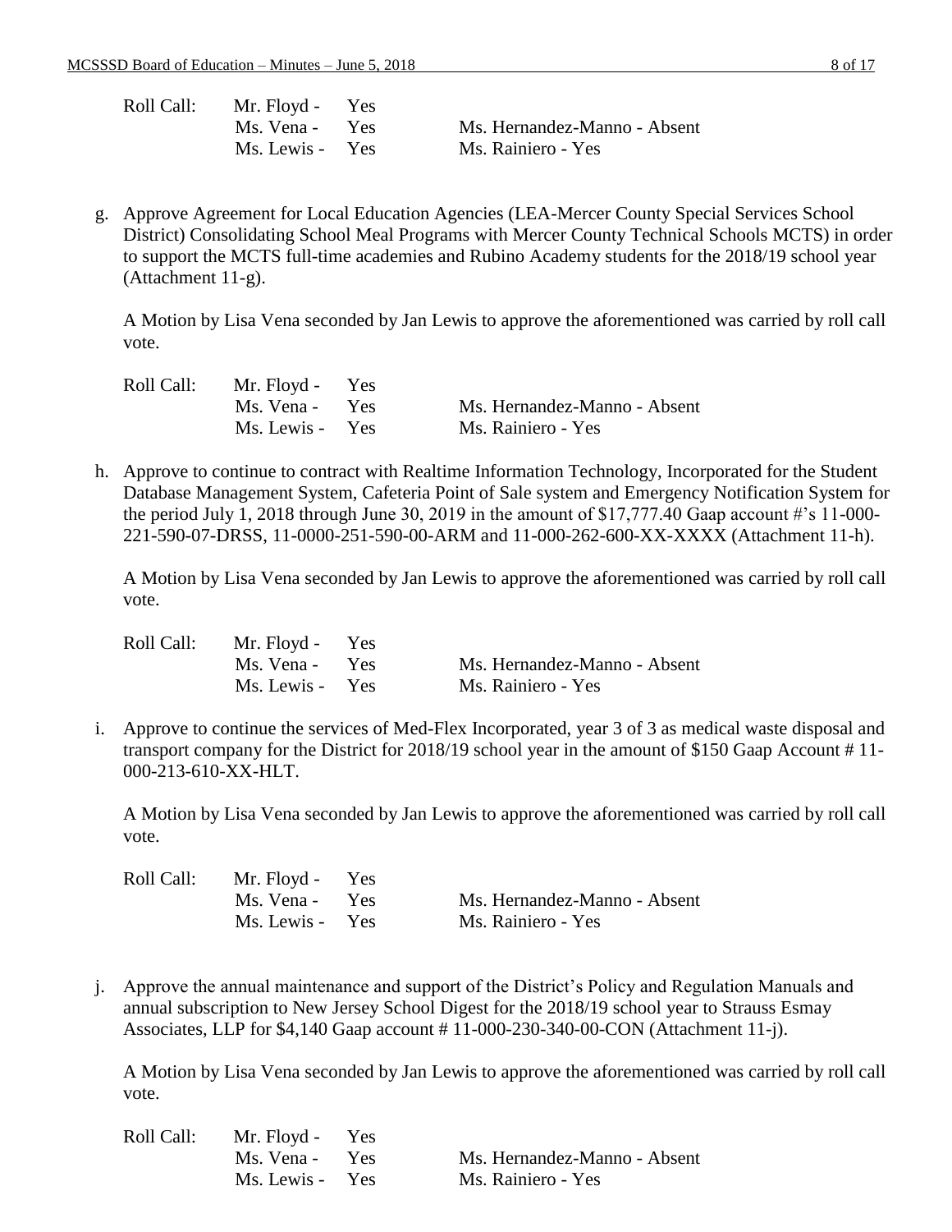| Roll Call: | Mr. Floyd - | Yes | |
|---|---|---|---|
| | Ms. Vena - | Yes | Ms. Hernandez-Manno - Absent |
| | Ms. Lewis - | Yes | Ms. Rainiero - Yes |

g. Approve Agreement for Local Education Agencies (LEA-Mercer County Special Services School District) Consolidating School Meal Programs with Mercer County Technical Schools MCTS) in order to support the MCTS full-time academies and Rubino Academy students for the 2018/19 school year (Attachment 11-g).

A Motion by Lisa Vena seconded by Jan Lewis to approve the aforementioned was carried by roll call vote.

| Roll Call: | Mr. Floyd - | Yes | |
|---|---|---|---|
| | Ms. Vena - | Yes | Ms. Hernandez-Manno - Absent |
| | Ms. Lewis - | Yes | Ms. Rainiero - Yes |

h. Approve to continue to contract with Realtime Information Technology, Incorporated for the Student Database Management System, Cafeteria Point of Sale system and Emergency Notification System for the period July 1, 2018 through June 30, 2019 in the amount of $17,777.40 Gaap account #'s 11-000-221-590-07-DRSS, 11-0000-251-590-00-ARM and 11-000-262-600-XX-XXXX (Attachment 11-h).

A Motion by Lisa Vena seconded by Jan Lewis to approve the aforementioned was carried by roll call vote.

| Roll Call: | Mr. Floyd - | Yes | |
|---|---|---|---|
| | Ms. Vena - | Yes | Ms. Hernandez-Manno - Absent |
| | Ms. Lewis - | Yes | Ms. Rainiero - Yes |

i. Approve to continue the services of Med-Flex Incorporated, year 3 of 3 as medical waste disposal and transport company for the District for 2018/19 school year in the amount of $150 Gaap Account # 11-000-213-610-XX-HLT.

A Motion by Lisa Vena seconded by Jan Lewis to approve the aforementioned was carried by roll call vote.

| Roll Call: | Mr. Floyd - | Yes | |
|---|---|---|---|
| | Ms. Vena - | Yes | Ms. Hernandez-Manno - Absent |
| | Ms. Lewis - | Yes | Ms. Rainiero - Yes |

j. Approve the annual maintenance and support of the District's Policy and Regulation Manuals and annual subscription to New Jersey School Digest for the 2018/19 school year to Strauss Esmay Associates, LLP for $4,140 Gaap account # 11-000-230-340-00-CON (Attachment 11-j).

A Motion by Lisa Vena seconded by Jan Lewis to approve the aforementioned was carried by roll call vote.

| Roll Call: | Mr. Floyd - | Yes | |
|---|---|---|---|
| | Ms. Vena - | Yes | Ms. Hernandez-Manno - Absent |
| | Ms. Lewis - | Yes | Ms. Rainiero - Yes |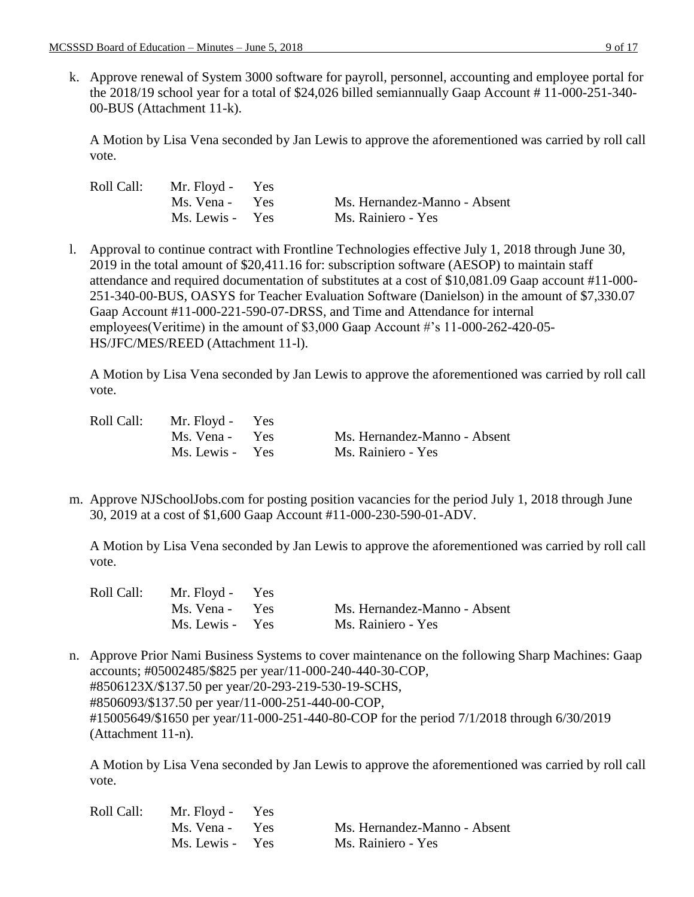k. Approve renewal of System 3000 software for payroll, personnel, accounting and employee portal for the 2018/19 school year for a total of $24,026 billed semiannually Gaap Account # 11-000-251-340-00-BUS (Attachment 11-k).

   A Motion by Lisa Vena seconded by Jan Lewis to approve the aforementioned was carried by roll call vote.

   | Roll Call: | Mr. Floyd - Yes | |
   |---|---|---|
   | | Ms. Vena - Yes | Ms. Hernandez-Manno - Absent |
   | | Ms. Lewis - Yes | Ms. Rainiero - Yes |

l. Approval to continue contract with Frontline Technologies effective July 1, 2018 through June 30, 2019 in the total amount of $20,411.16 for: subscription software (AESOP) to maintain staff attendance and required documentation of substitutes at a cost of $10,081.09 Gaap account #11-000-251-340-00-BUS, OASYS for Teacher Evaluation Software (Danielson) in the amount of $7,330.07 Gaap Account #11-000-221-590-07-DRSS, and Time and Attendance for internal employees(Veritime) in the amount of $3,000 Gaap Account #'s 11-000-262-420-05-HS/JFC/MES/REED (Attachment 11-l).

   A Motion by Lisa Vena seconded by Jan Lewis to approve the aforementioned was carried by roll call vote.

   | Roll Call: | Mr. Floyd - Yes | |
   |---|---|---|
   | | Ms. Vena - Yes | Ms. Hernandez-Manno - Absent |
   | | Ms. Lewis - Yes | Ms. Rainiero - Yes |

m. Approve NJSchoolJobs.com for posting position vacancies for the period July 1, 2018 through June 30, 2019 at a cost of $1,600 Gaap Account #11-000-230-590-01-ADV.

   A Motion by Lisa Vena seconded by Jan Lewis to approve the aforementioned was carried by roll call vote.

   | Roll Call: | Mr. Floyd - Yes | |
   |---|---|---|
   | | Ms. Vena - Yes | Ms. Hernandez-Manno - Absent |
   | | Ms. Lewis - Yes | Ms. Rainiero - Yes |

n. Approve Prior Nami Business Systems to cover maintenance on the following Sharp Machines: Gaap accounts; #05002485/$825 per year/11-000-240-440-30-COP,
   #8506123X/$137.50 per year/20-293-219-530-19-SCHS,
   #8506093/$137.50 per year/11-000-251-440-00-COP,
   #15005649/$1650 per year/11-000-251-440-80-COP for the period 7/1/2018 through 6/30/2019 (Attachment 11-n).

   A Motion by Lisa Vena seconded by Jan Lewis to approve the aforementioned was carried by roll call vote.

   | Roll Call: | Mr. Floyd - Yes | |
   |---|---|---|
   | | Ms. Vena - Yes | Ms. Hernandez-Manno - Absent |
   | | Ms. Lewis - Yes | Ms. Rainiero - Yes |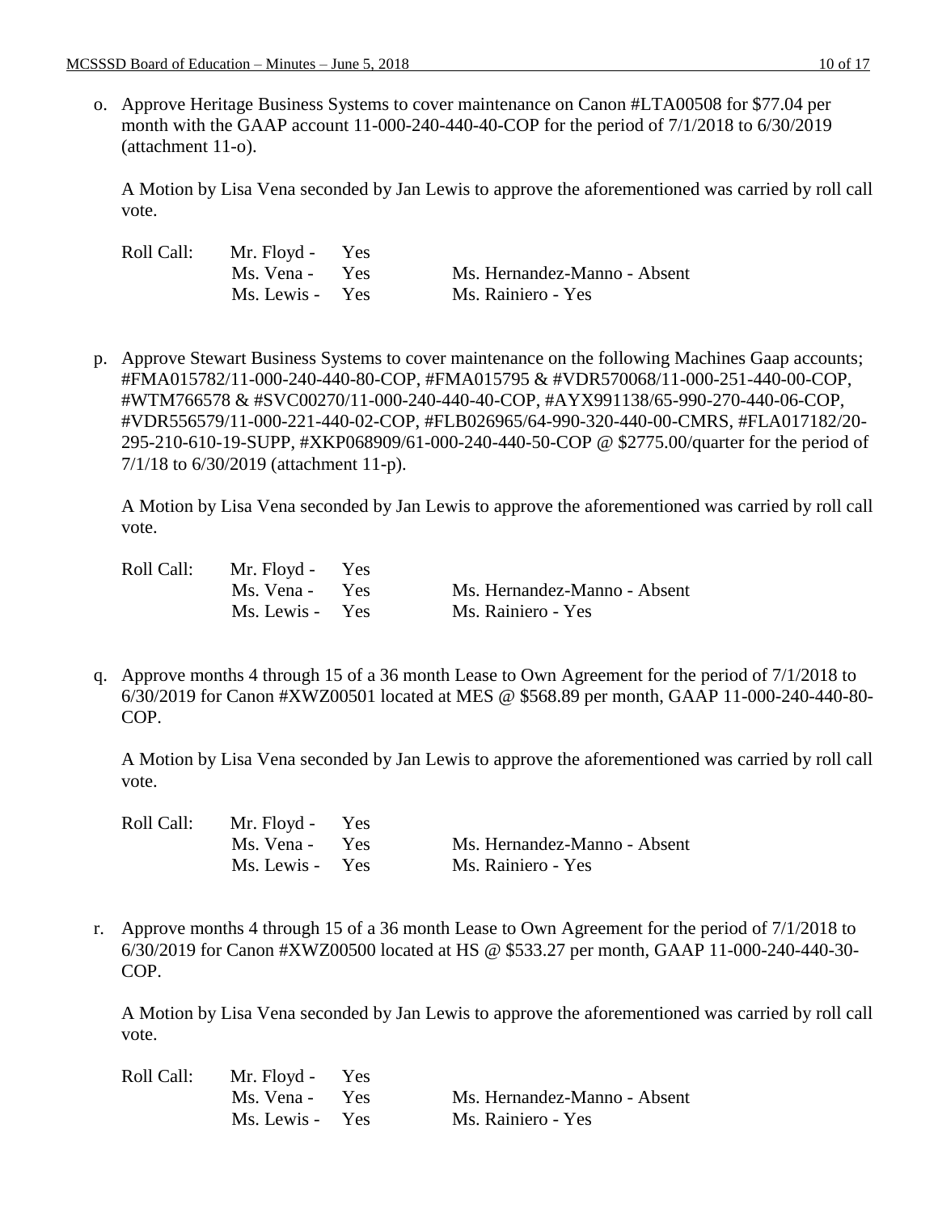o. Approve Heritage Business Systems to cover maintenance on Canon #LTA00508 for $77.04 per month with the GAAP account 11-000-240-440-40-COP for the period of 7/1/2018 to 6/30/2019 (attachment 11-o).

   A Motion by Lisa Vena seconded by Jan Lewis to approve the aforementioned was carried by roll call vote.

   | Roll Call: | Mr. Floyd - Yes | |
   |---|---|---|
   | | Ms. Vena - Yes | Ms. Hernandez-Manno - Absent |
   | | Ms. Lewis - Yes | Ms. Rainiero - Yes |

p. Approve Stewart Business Systems to cover maintenance on the following Machines Gaap accounts; #FMA015782/11-000-240-440-80-COP, #FMA015795 & #VDR570068/11-000-251-440-00-COP, #WTM766578 & #SVC00270/11-000-240-440-40-COP, #AYX991138/65-990-270-440-06-COP, #VDR556579/11-000-221-440-02-COP, #FLB026965/64-990-320-440-00-CMRS, #FLA017182/20-295-210-610-19-SUPP, #XKP068909/61-000-240-440-50-COP @ $2775.00/quarter for the period of 7/1/18 to 6/30/2019 (attachment 11-p).

   A Motion by Lisa Vena seconded by Jan Lewis to approve the aforementioned was carried by roll call vote.

   | Roll Call: | Mr. Floyd - Yes | |
   |---|---|---|
   | | Ms. Vena - Yes | Ms. Hernandez-Manno - Absent |
   | | Ms. Lewis - Yes | Ms. Rainiero - Yes |

q. Approve months 4 through 15 of a 36 month Lease to Own Agreement for the period of 7/1/2018 to 6/30/2019 for Canon #XWZ00501 located at MES @ $568.89 per month, GAAP 11-000-240-440-80-COP.

   A Motion by Lisa Vena seconded by Jan Lewis to approve the aforementioned was carried by roll call vote.

   | Roll Call: | Mr. Floyd - Yes | |
   |---|---|---|
   | | Ms. Vena - Yes | Ms. Hernandez-Manno - Absent |
   | | Ms. Lewis - Yes | Ms. Rainiero - Yes |

r. Approve months 4 through 15 of a 36 month Lease to Own Agreement for the period of 7/1/2018 to 6/30/2019 for Canon #XWZ00500 located at HS @ $533.27 per month, GAAP 11-000-240-440-30-COP.

   A Motion by Lisa Vena seconded by Jan Lewis to approve the aforementioned was carried by roll call vote.

   | Roll Call: | Mr. Floyd - Yes | |
   |---|---|---|
   | | Ms. Vena - Yes | Ms. Hernandez-Manno - Absent |
   | | Ms. Lewis - Yes | Ms. Rainiero - Yes |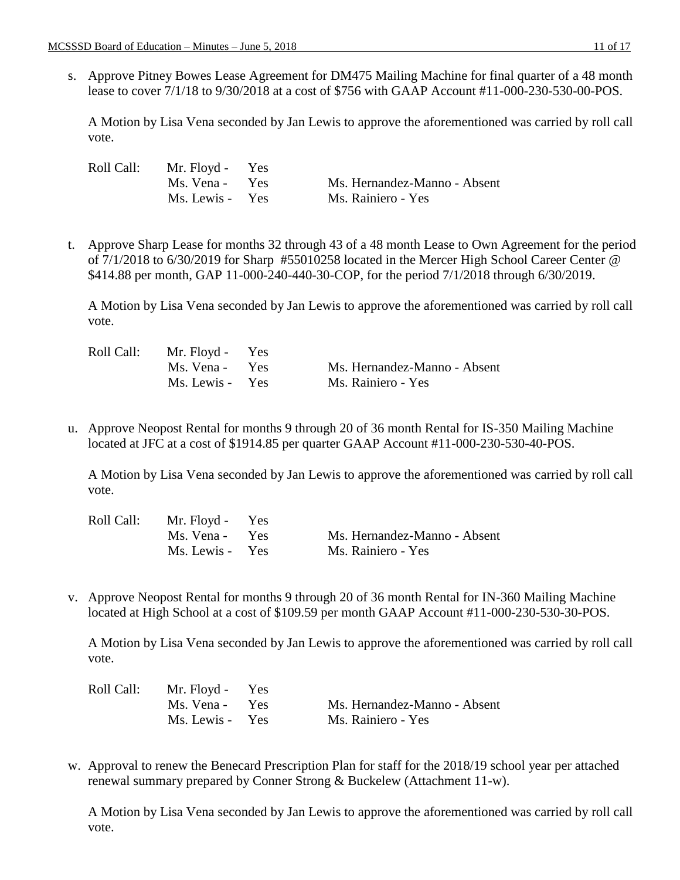s. Approve Pitney Bowes Lease Agreement for DM475 Mailing Machine for final quarter of a 48 month lease to cover 7/1/18 to 9/30/2018 at a cost of $756 with GAAP Account #11-000-230-530-00-POS.

A Motion by Lisa Vena seconded by Jan Lewis to approve the aforementioned was carried by roll call vote.

| Roll Call: | Mr. Floyd - Yes | |
|---|---|---|
| | Ms. Vena - Yes | Ms. Hernandez-Manno - Absent |
| | Ms. Lewis - Yes | Ms. Rainiero - Yes |

t. Approve Sharp Lease for months 32 through 43 of a 48 month Lease to Own Agreement for the period of 7/1/2018 to 6/30/2019 for Sharp #55010258 located in the Mercer High School Career Center @ $414.88 per month, GAP 11-000-240-440-30-COP, for the period 7/1/2018 through 6/30/2019.

A Motion by Lisa Vena seconded by Jan Lewis to approve the aforementioned was carried by roll call vote.

| Roll Call: | Mr. Floyd - Yes | |
|---|---|---|
| | Ms. Vena - Yes | Ms. Hernandez-Manno - Absent |
| | Ms. Lewis - Yes | Ms. Rainiero - Yes |

u. Approve Neopost Rental for months 9 through 20 of 36 month Rental for IS-350 Mailing Machine located at JFC at a cost of $1914.85 per quarter GAAP Account #11-000-230-530-40-POS.

A Motion by Lisa Vena seconded by Jan Lewis to approve the aforementioned was carried by roll call vote.

| Roll Call: | Mr. Floyd - Yes | |
|---|---|---|
| | Ms. Vena - Yes | Ms. Hernandez-Manno - Absent |
| | Ms. Lewis - Yes | Ms. Rainiero - Yes |

v. Approve Neopost Rental for months 9 through 20 of 36 month Rental for IN-360 Mailing Machine located at High School at a cost of $109.59 per month GAAP Account #11-000-230-530-30-POS.

A Motion by Lisa Vena seconded by Jan Lewis to approve the aforementioned was carried by roll call vote.

| Roll Call: | Mr. Floyd - Yes | |
|---|---|---|
| | Ms. Vena - Yes | Ms. Hernandez-Manno - Absent |
| | Ms. Lewis - Yes | Ms. Rainiero - Yes |

w. Approval to renew the Benecard Prescription Plan for staff for the 2018/19 school year per attached renewal summary prepared by Conner Strong & Buckelew (Attachment 11-w).

A Motion by Lisa Vena seconded by Jan Lewis to approve the aforementioned was carried by roll call vote.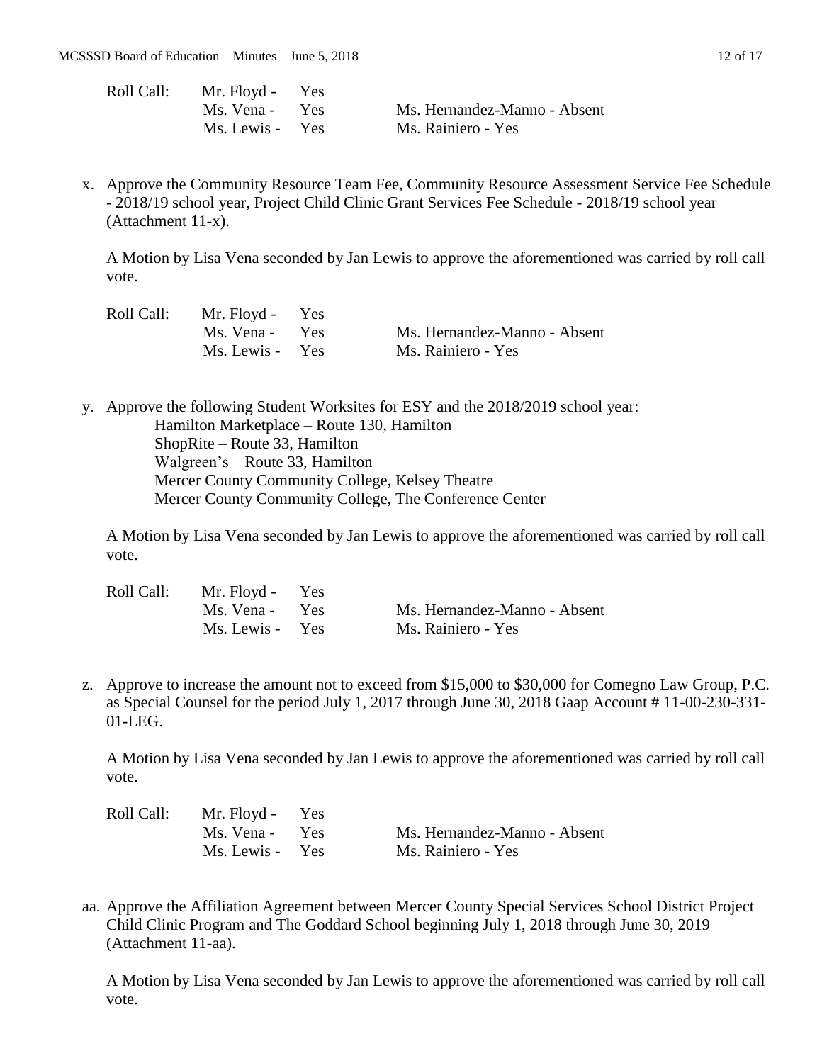| Roll Call: | Mr. Floyd - | Yes | |
|---|---|---|---|
| | Ms. Vena - | Yes | Ms. Hernandez-Manno - Absent |
| | Ms. Lewis - | Yes | Ms. Rainiero - Yes |

x. Approve the Community Resource Team Fee, Community Resource Assessment Service Fee Schedule - 2018/19 school year, Project Child Clinic Grant Services Fee Schedule - 2018/19 school year (Attachment 11-x).

A Motion by Lisa Vena seconded by Jan Lewis to approve the aforementioned was carried by roll call vote.

| Roll Call: | Mr. Floyd - | Yes | |
|---|---|---|---|
| | Ms. Vena - | Yes | Ms. Hernandez-Manno - Absent |
| | Ms. Lewis - | Yes | Ms. Rainiero - Yes |

y. Approve the following Student Worksites for ESY and the 2018/2019 school year:
   - Hamilton Marketplace – Route 130, Hamilton
   - ShopRite – Route 33, Hamilton
   - Walgreen's – Route 33, Hamilton
   - Mercer County Community College, Kelsey Theatre
   - Mercer County Community College, The Conference Center

A Motion by Lisa Vena seconded by Jan Lewis to approve the aforementioned was carried by roll call vote.

| Roll Call: | Mr. Floyd - | Yes | |
|---|---|---|---|
| | Ms. Vena - | Yes | Ms. Hernandez-Manno - Absent |
| | Ms. Lewis - | Yes | Ms. Rainiero - Yes |

z. Approve to increase the amount not to exceed from $15,000 to $30,000 for Comegno Law Group, P.C. as Special Counsel for the period July 1, 2017 through June 30, 2018 Gaap Account # 11-00-230-331-01-LEG.

A Motion by Lisa Vena seconded by Jan Lewis to approve the aforementioned was carried by roll call vote.

| Roll Call: | Mr. Floyd - | Yes | |
|---|---|---|---|
| | Ms. Vena - | Yes | Ms. Hernandez-Manno - Absent |
| | Ms. Lewis - | Yes | Ms. Rainiero - Yes |

aa. Approve the Affiliation Agreement between Mercer County Special Services School District Project Child Clinic Program and The Goddard School beginning July 1, 2018 through June 30, 2019 (Attachment 11-aa).

A Motion by Lisa Vena seconded by Jan Lewis to approve the aforementioned was carried by roll call vote.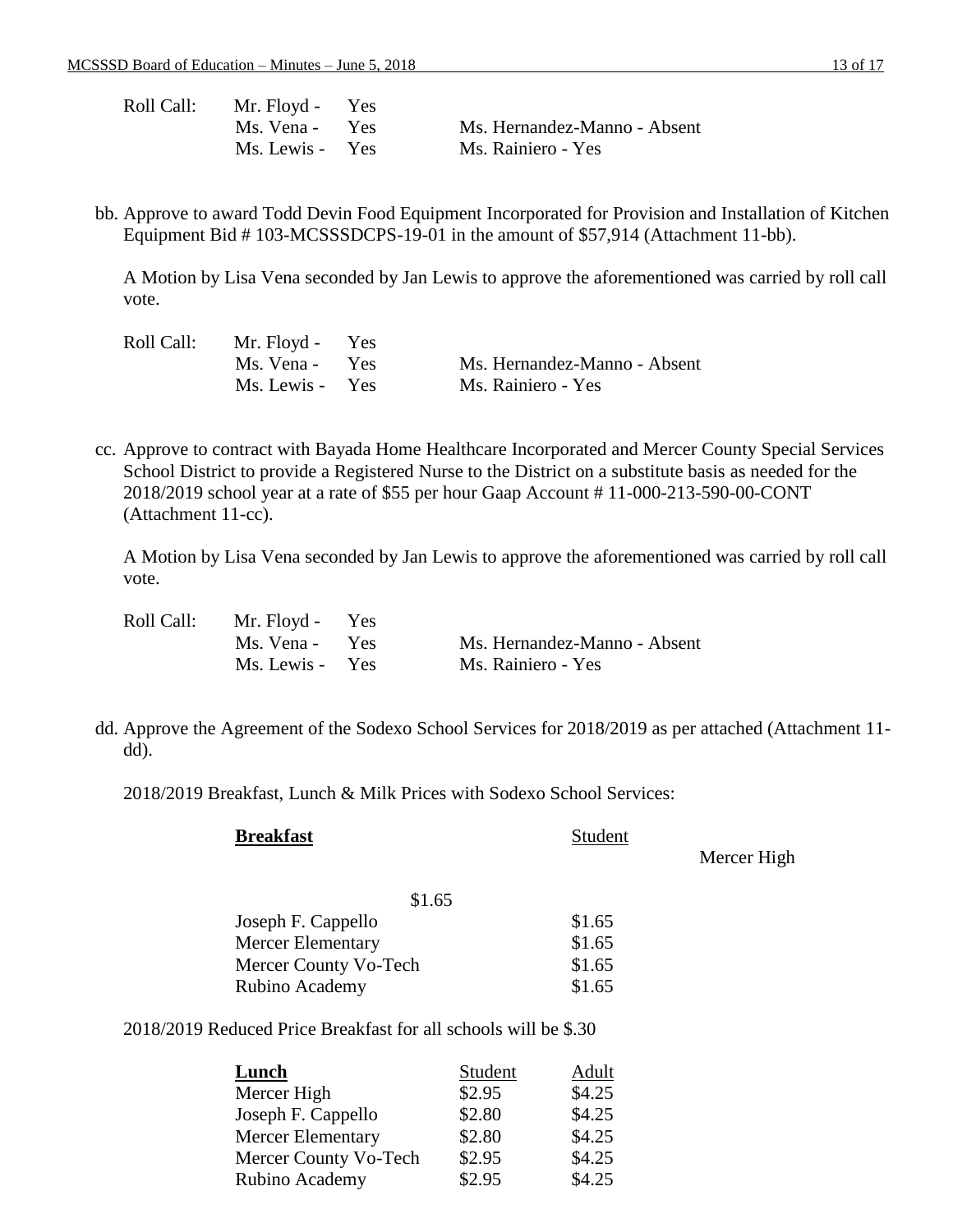Roll Call: Mr. Floyd - Yes
Ms. Vena - Yes Ms. Hernandez-Manno - Absent
Ms. Lewis - Yes Ms. Rainiero - Yes

bb. Approve to award Todd Devin Food Equipment Incorporated for Provision and Installation of Kitchen Equipment Bid # 103-MCSSSDCPS-19-01 in the amount of $57,914 (Attachment 11-bb).

A Motion by Lisa Vena seconded by Jan Lewis to approve the aforementioned was carried by roll call vote.

Roll Call: Mr. Floyd - Yes
Ms. Vena - Yes Ms. Hernandez-Manno - Absent
Ms. Lewis - Yes Ms. Rainiero - Yes

cc. Approve to contract with Bayada Home Healthcare Incorporated and Mercer County Special Services School District to provide a Registered Nurse to the District on a substitute basis as needed for the 2018/2019 school year at a rate of $55 per hour Gaap Account # 11-000-213-590-00-CONT (Attachment 11-cc).

A Motion by Lisa Vena seconded by Jan Lewis to approve the aforementioned was carried by roll call vote.

Roll Call: Mr. Floyd - Yes
Ms. Vena - Yes Ms. Hernandez-Manno - Absent
Ms. Lewis - Yes Ms. Rainiero - Yes

dd. Approve the Agreement of the Sodexo School Services for 2018/2019 as per attached (Attachment 11-dd).

2018/2019 Breakfast, Lunch & Milk Prices with Sodexo School Services:

| **Breakfast** | Student |
|---|---|
| Mercer High | $1.65 |
| Joseph F. Cappello | $1.65 |
| Mercer Elementary | $1.65 |
| Mercer County Vo-Tech | $1.65 |
| Rubino Academy | $1.65 |

2018/2019 Reduced Price Breakfast for all schools will be $.30

| **Lunch** | Student | Adult |
|---|---|---|
| Mercer High | $2.95 | $4.25 |
| Joseph F. Cappello | $2.80 | $4.25 |
| Mercer Elementary | $2.80 | $4.25 |
| Mercer County Vo-Tech | $2.95 | $4.25 |
| Rubino Academy | $2.95 | $4.25 |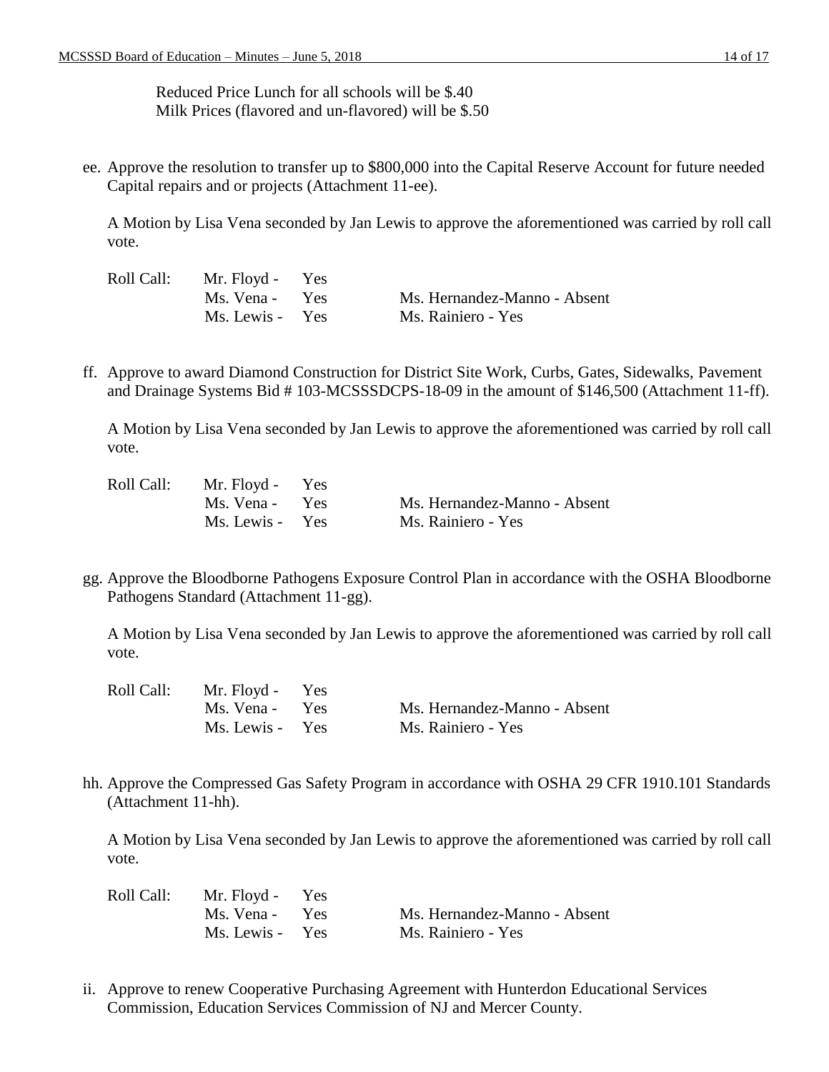Reduced Price Lunch for all schools will be $.40
Milk Prices (flavored and un-flavored) will be $.50

ee. Approve the resolution to transfer up to $800,000 into the Capital Reserve Account for future needed Capital repairs and or projects (Attachment 11-ee).

A Motion by Lisa Vena seconded by Jan Lewis to approve the aforementioned was carried by roll call vote.

| Roll Call: | Mr. Floyd - Yes | |
|---|---|---|
| | Ms. Vena - Yes | Ms. Hernandez-Manno - Absent |
| | Ms. Lewis - Yes | Ms. Rainiero - Yes |

ff. Approve to award Diamond Construction for District Site Work, Curbs, Gates, Sidewalks, Pavement and Drainage Systems Bid # 103-MCSSSDCPS-18-09 in the amount of $146,500 (Attachment 11-ff).

A Motion by Lisa Vena seconded by Jan Lewis to approve the aforementioned was carried by roll call vote.

| Roll Call: | Mr. Floyd - Yes | |
|---|---|---|
| | Ms. Vena - Yes | Ms. Hernandez-Manno - Absent |
| | Ms. Lewis - Yes | Ms. Rainiero - Yes |

gg. Approve the Bloodborne Pathogens Exposure Control Plan in accordance with the OSHA Bloodborne Pathogens Standard (Attachment 11-gg).

A Motion by Lisa Vena seconded by Jan Lewis to approve the aforementioned was carried by roll call vote.

| Roll Call: | Mr. Floyd - Yes | |
|---|---|---|
| | Ms. Vena - Yes | Ms. Hernandez-Manno - Absent |
| | Ms. Lewis - Yes | Ms. Rainiero - Yes |

hh. Approve the Compressed Gas Safety Program in accordance with OSHA 29 CFR 1910.101 Standards (Attachment 11-hh).

A Motion by Lisa Vena seconded by Jan Lewis to approve the aforementioned was carried by roll call vote.

| Roll Call: | Mr. Floyd - Yes | |
|---|---|---|
| | Ms. Vena - Yes | Ms. Hernandez-Manno - Absent |
| | Ms. Lewis - Yes | Ms. Rainiero - Yes |

ii. Approve to renew Cooperative Purchasing Agreement with Hunterdon Educational Services Commission, Education Services Commission of NJ and Mercer County.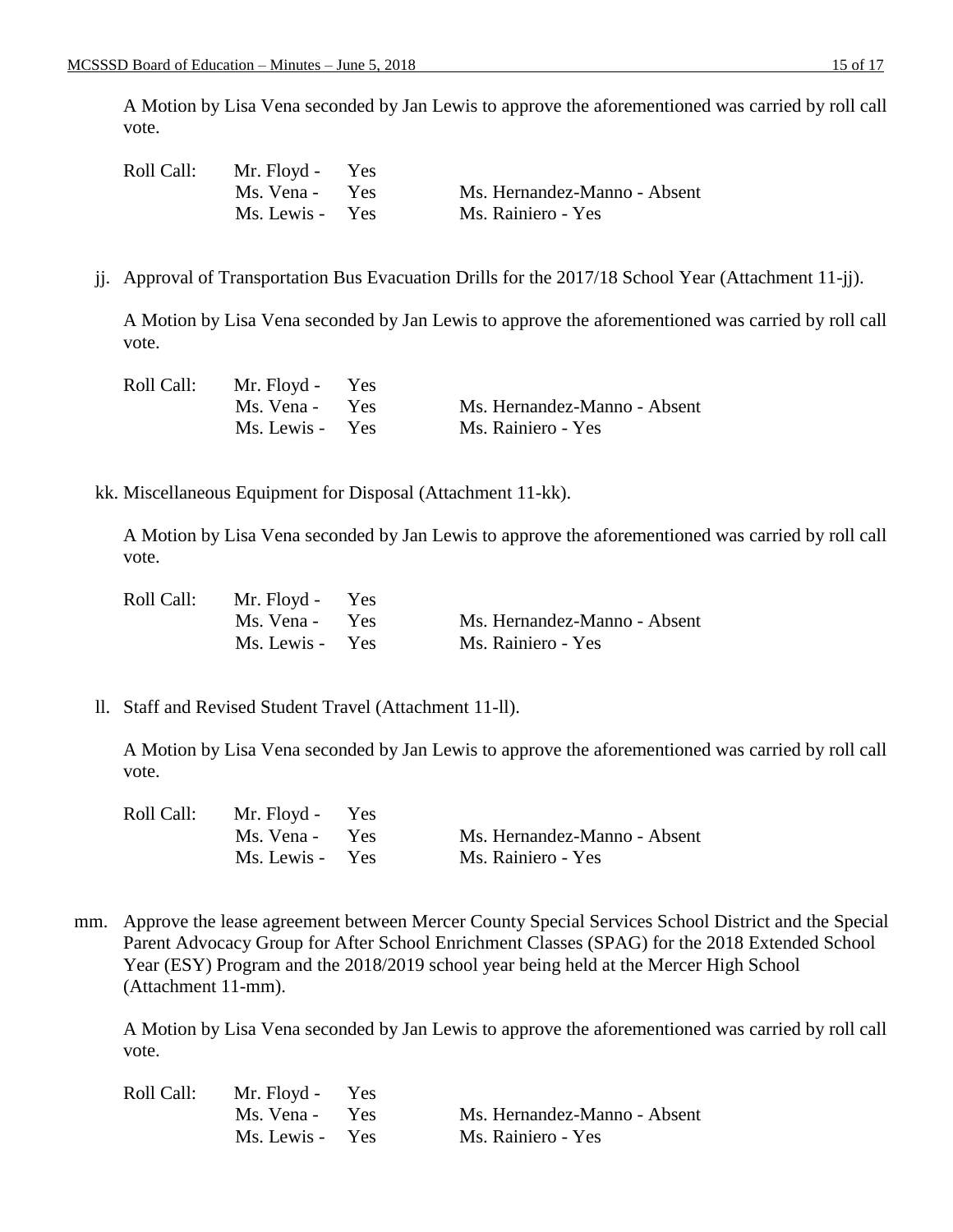A Motion by Lisa Vena seconded by Jan Lewis to approve the aforementioned was carried by roll call vote.

| Roll Call: | Mr. Floyd - | Yes | |
|---|---|---|---|
| | Ms. Vena - | Yes | Ms. Hernandez-Manno - Absent |
| | Ms. Lewis - | Yes | Ms. Rainiero - Yes |

jj. Approval of Transportation Bus Evacuation Drills for the 2017/18 School Year (Attachment 11-jj).

A Motion by Lisa Vena seconded by Jan Lewis to approve the aforementioned was carried by roll call vote.

| Roll Call: | Mr. Floyd - | Yes | |
|---|---|---|---|
| | Ms. Vena - | Yes | Ms. Hernandez-Manno - Absent |
| | Ms. Lewis - | Yes | Ms. Rainiero - Yes |

kk. Miscellaneous Equipment for Disposal (Attachment 11-kk).

A Motion by Lisa Vena seconded by Jan Lewis to approve the aforementioned was carried by roll call vote.

| Roll Call: | Mr. Floyd - | Yes | |
|---|---|---|---|
| | Ms. Vena - | Yes | Ms. Hernandez-Manno - Absent |
| | Ms. Lewis - | Yes | Ms. Rainiero - Yes |

ll. Staff and Revised Student Travel (Attachment 11-ll).

A Motion by Lisa Vena seconded by Jan Lewis to approve the aforementioned was carried by roll call vote.

| Roll Call: | Mr. Floyd - | Yes | |
|---|---|---|---|
| | Ms. Vena - | Yes | Ms. Hernandez-Manno - Absent |
| | Ms. Lewis - | Yes | Ms. Rainiero - Yes |

mm. Approve the lease agreement between Mercer County Special Services School District and the Special Parent Advocacy Group for After School Enrichment Classes (SPAG) for the 2018 Extended School Year (ESY) Program and the 2018/2019 school year being held at the Mercer High School (Attachment 11-mm).

A Motion by Lisa Vena seconded by Jan Lewis to approve the aforementioned was carried by roll call vote.

| Roll Call: | Mr. Floyd - | Yes | |
|---|---|---|---|
| | Ms. Vena - | Yes | Ms. Hernandez-Manno - Absent |
| | Ms. Lewis - | Yes | Ms. Rainiero - Yes |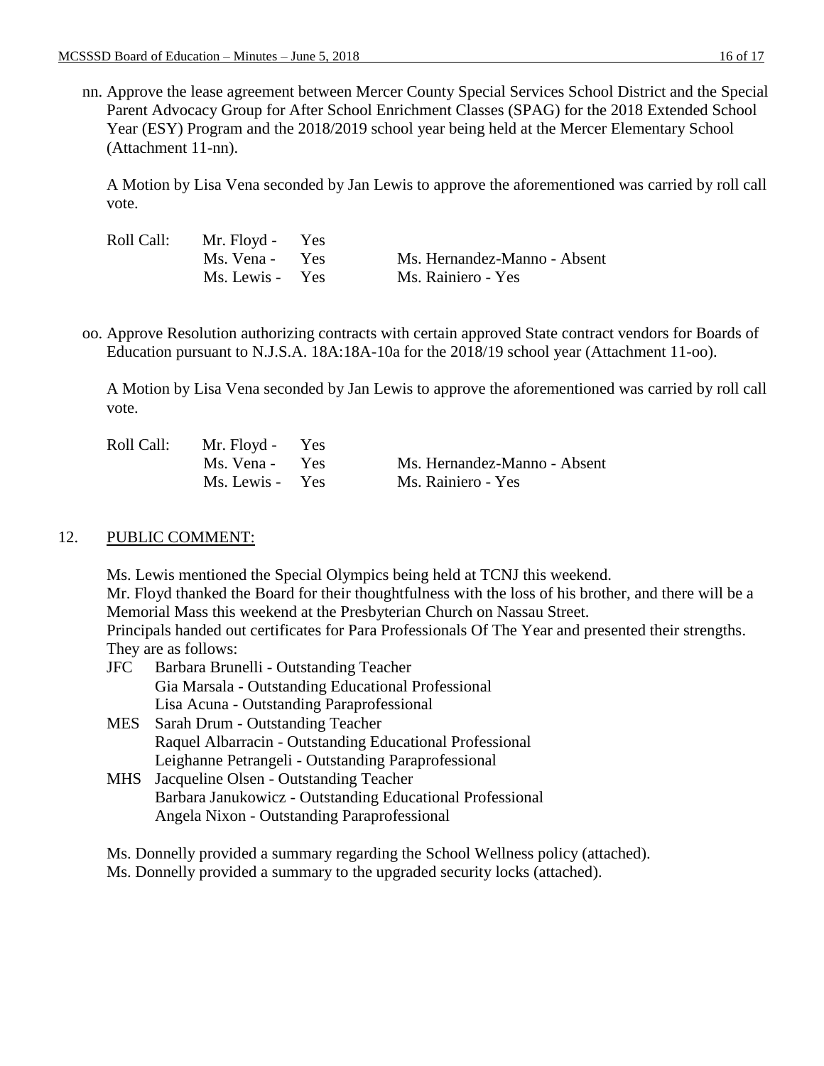nn. Approve the lease agreement between Mercer County Special Services School District and the Special Parent Advocacy Group for After School Enrichment Classes (SPAG) for the 2018 Extended School Year (ESY) Program and the 2018/2019 school year being held at the Mercer Elementary School (Attachment 11-nn).

A Motion by Lisa Vena seconded by Jan Lewis to approve the aforementioned was carried by roll call vote.

| Roll Call: | Mr. Floyd - Yes | |
|---|---|---|
| | Ms. Vena - Yes | Ms. Hernandez-Manno - Absent |
| | Ms. Lewis - Yes | Ms. Rainiero - Yes |

oo. Approve Resolution authorizing contracts with certain approved State contract vendors for Boards of Education pursuant to N.J.S.A. 18A:18A-10a for the 2018/19 school year (Attachment 11-oo).

A Motion by Lisa Vena seconded by Jan Lewis to approve the aforementioned was carried by roll call vote.

| Roll Call: | Mr. Floyd - Yes | |
|---|---|---|
| | Ms. Vena - Yes | Ms. Hernandez-Manno - Absent |
| | Ms. Lewis - Yes | Ms. Rainiero - Yes |

## 12. PUBLIC COMMENT:

Ms. Lewis mentioned the Special Olympics being held at TCNJ this weekend.
Mr. Floyd thanked the Board for their thoughtfulness with the loss of his brother, and there will be a Memorial Mass this weekend at the Presbyterian Church on Nassau Street.
Principals handed out certificates for Para Professionals Of The Year and presented their strengths. They are as follows:

- JFC
  - Barbara Brunelli - Outstanding Teacher
  - Gia Marsala - Outstanding Educational Professional
  - Lisa Acuna - Outstanding Paraprofessional
- MES
  - Sarah Drum - Outstanding Teacher
  - Raquel Albarracin - Outstanding Educational Professional
  - Leighanne Petrangeli - Outstanding Paraprofessional
- MHS
  - Jacqueline Olsen - Outstanding Teacher
  - Barbara Janukowicz - Outstanding Educational Professional
  - Angela Nixon - Outstanding Paraprofessional

Ms. Donnelly provided a summary regarding the School Wellness policy (attached).
Ms. Donnelly provided a summary to the upgraded security locks (attached).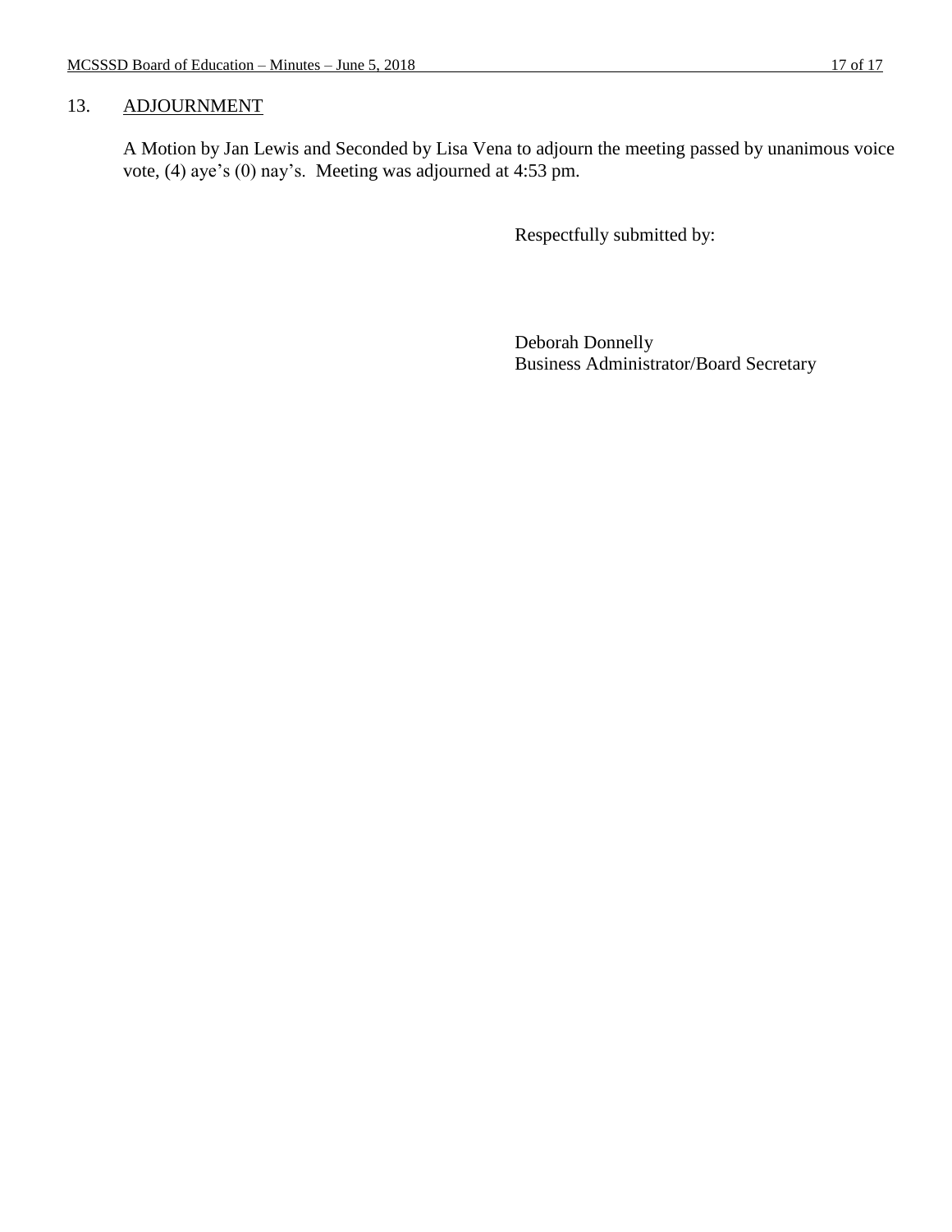## 13. ADJOURNMENT

A Motion by Jan Lewis and Seconded by Lisa Vena to adjourn the meeting passed by unanimous voice vote, (4) aye's (0) nay's. Meeting was adjourned at 4:53 pm.

Respectfully submitted by:

Deborah Donnelly
Business Administrator/Board Secretary